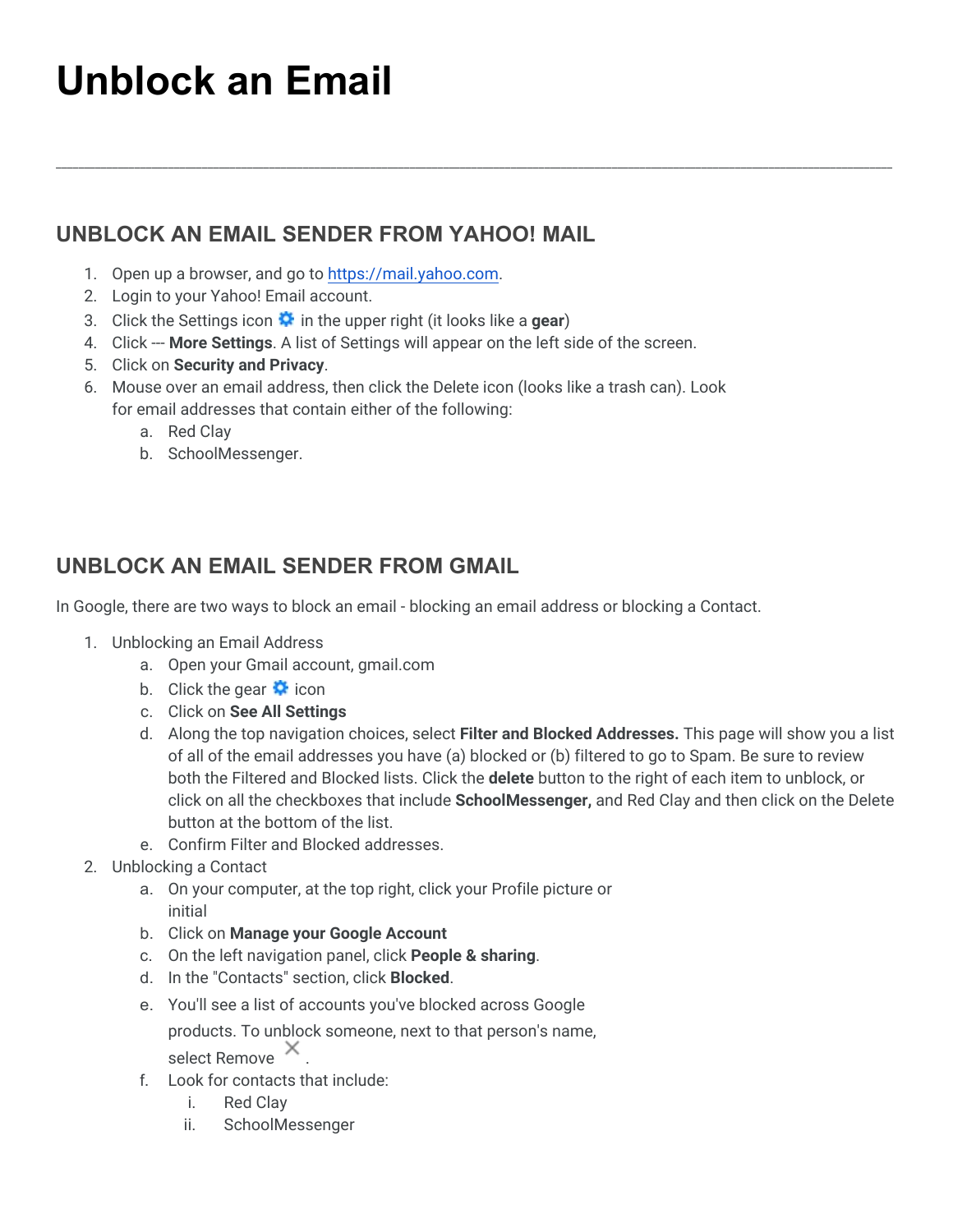# Unblock an Email

---

## UNBLOCK AN EMAIL SENDER FROM YAHOO! MAIL

1. Open up a browser, and go to https://mail.yahoo.com.
2. Login to your Yahoo! Email account.
3. Click the Settings icon in the upper right (it looks like a **gear**)
4. Click --- **More Settings**. A list of Settings will appear on the left side of the screen.
5. Click on **Security and Privacy**.
6. Mouse over an email address, then click the Delete icon (looks like a trash can). Look for email addresses that contain either of the following:
   a. Red Clay
   b. SchoolMessenger.

## UNBLOCK AN EMAIL SENDER FROM GMAIL

In Google, there are two ways to block an email - blocking an email address or blocking a Contact.

1. Unblocking an Email Address
   a. Open your Gmail account, gmail.com
   b. Click the gear icon
   c. Click on **See All Settings**
   d. Along the top navigation choices, select **Filter and Blocked Addresses.** This page will show you a list of all of the email addresses you have (a) blocked or (b) filtered to go to Spam. Be sure to review both the Filtered and Blocked lists. Click the **delete** button to the right of each item to unblock, or click on all the checkboxes that include **SchoolMessenger,** and Red Clay and then click on the Delete button at the bottom of the list.
   e. Confirm Filter and Blocked addresses.
2. Unblocking a Contact
   a. On your computer, at the top right, click your Profile picture or initial
   b. Click on **Manage your Google Account**
   c. On the left navigation panel, click **People & sharing**.
   d. In the "Contacts" section, click **Blocked**.
   e. You'll see a list of accounts you've blocked across Google products. To unblock someone, next to that person's name, select Remove ✕.
   f. Look for contacts that include:
      i. Red Clay
      ii. SchoolMessenger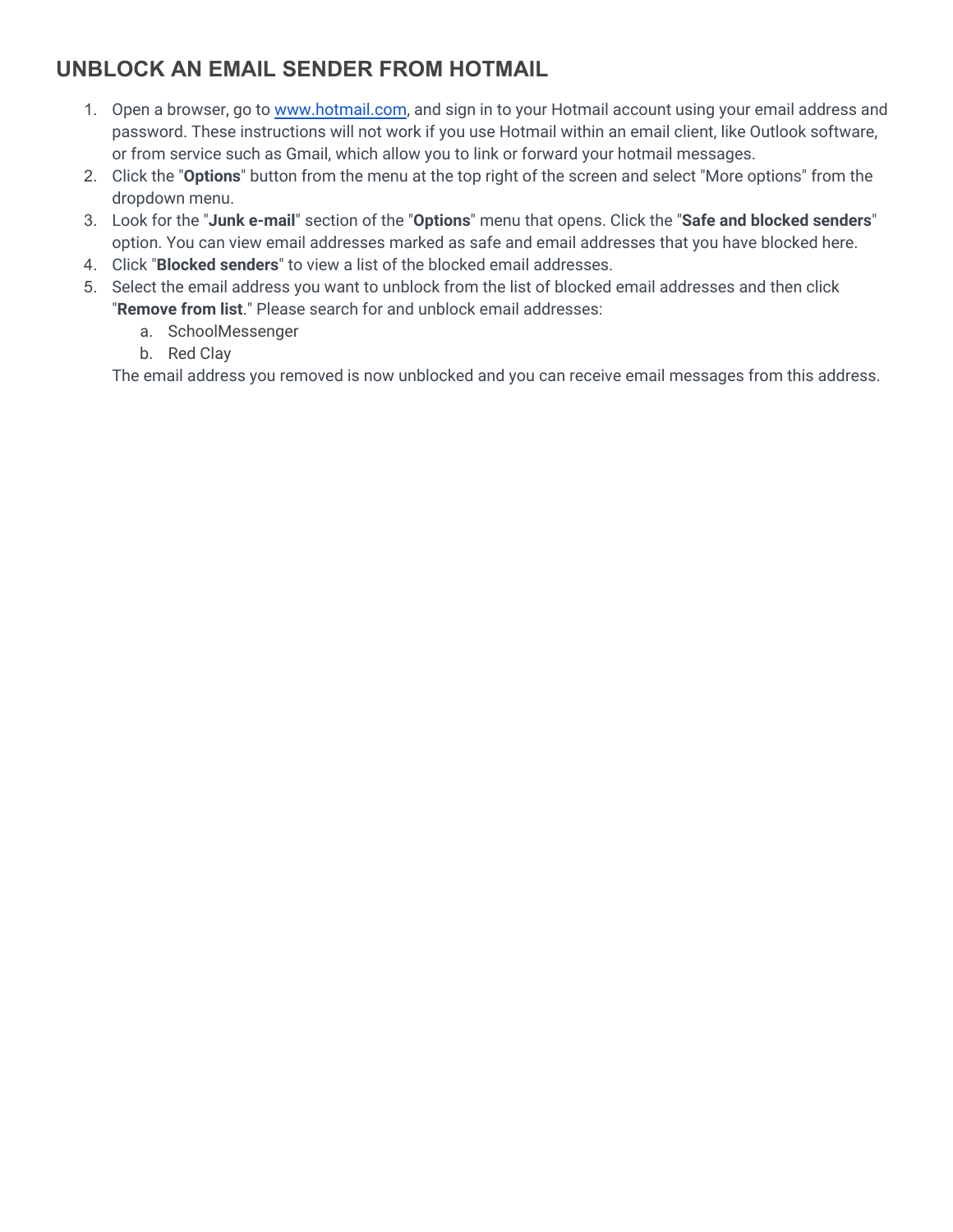## UNBLOCK AN EMAIL SENDER FROM HOTMAIL

1. Open a browser, go to [www.hotmail.com](http://www.hotmail.com), and sign in to your Hotmail account using your email address and password. These instructions will not work if you use Hotmail within an email client, like Outlook software, or from service such as Gmail, which allow you to link or forward your hotmail messages.
2. Click the "**Options**" button from the menu at the top right of the screen and select "More options" from the dropdown menu.
3. Look for the "**Junk e-mail**" section of the "**Options**" menu that opens. Click the "**Safe and blocked senders**" option. You can view email addresses marked as safe and email addresses that you have blocked here.
4. Click "**Blocked senders**" to view a list of the blocked email addresses.
5. Select the email address you want to unblock from the list of blocked email addresses and then click "**Remove from list**." Please search for and unblock email addresses:
    a. SchoolMessenger
    b. Red Clay

   The email address you removed is now unblocked and you can receive email messages from this address.